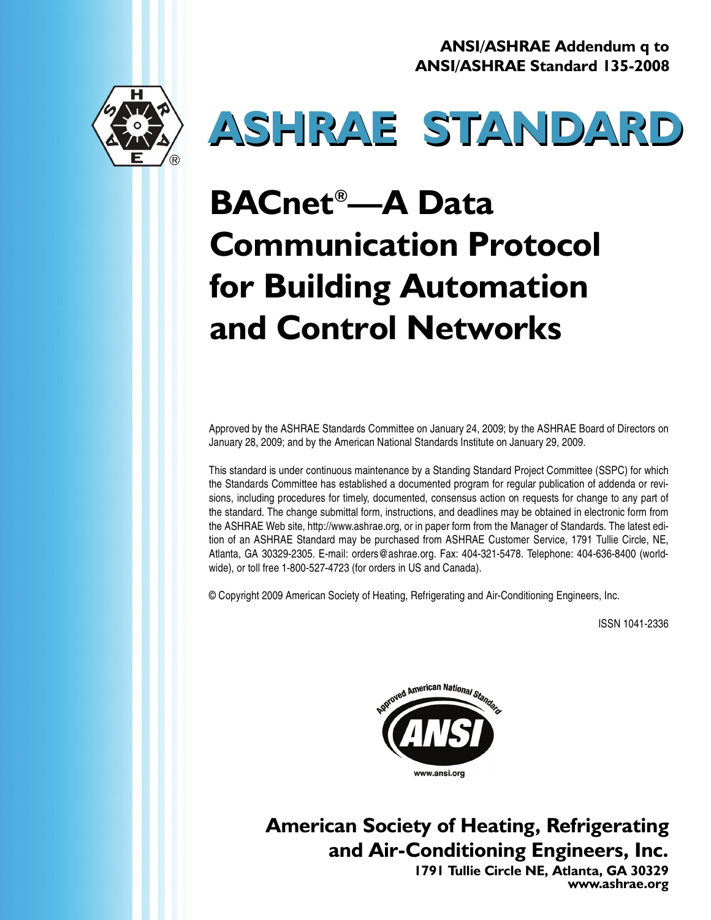**ANSI/ASHRAE Addendum q to ANSI/ASHRAE Standard 135-2008**

# ASHRAE STANDARD

# BACnet®—A Data Communication Protocol for Building Automation and Control Networks

Approved by the ASHRAE Standards Committee on January 24, 2009; by the ASHRAE Board of Directors on January 28, 2009; and by the American National Standards Institute on January 29, 2009.

This standard is under continuous maintenance by a Standing Standard Project Committee (SSPC) for which the Standards Committee has established a documented program for regular publication of addenda or revisions, including procedures for timely, documented, consensus action on requests for change to any part of the standard. The change submittal form, instructions, and deadlines may be obtained in electronic form from the ASHRAE Web site, http://www.ashrae.org, or in paper form from the Manager of Standards. The latest edition of an ASHRAE Standard may be purchased from ASHRAE Customer Service, 1791 Tullie Circle, NE, Atlanta, GA 30329-2305. E-mail: orders@ashrae.org. Fax: 404-321-5478. Telephone: 404-636-8400 (worldwide), or toll free 1-800-527-4723 (for orders in US and Canada).

© Copyright 2009 American Society of Heating, Refrigerating and Air-Conditioning Engineers, Inc.

ISSN 1041-2336

Approved American National Standard
ANSI
www.ansi.org

**American Society of Heating, Refrigerating and Air-Conditioning Engineers, Inc.**
**1791 Tullie Circle NE, Atlanta, GA 30329**
**www.ashrae.org**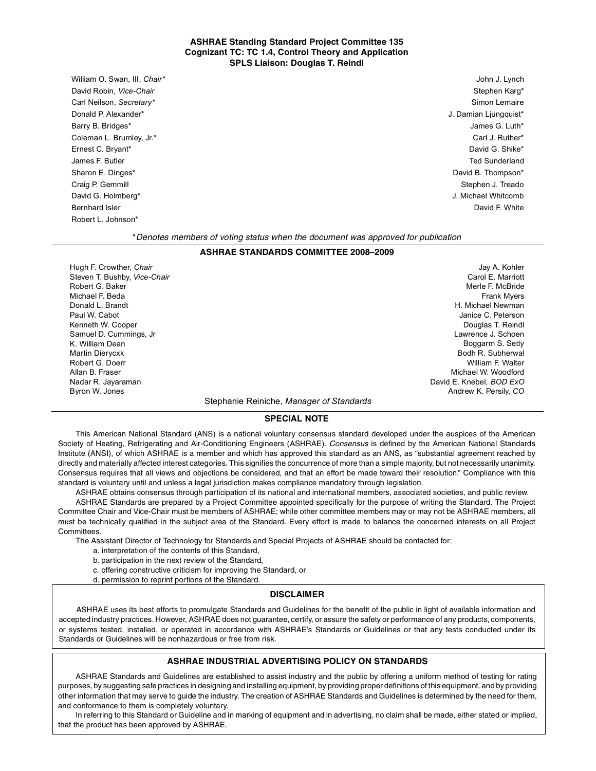**ASHRAE Standing Standard Project Committee 135**
**Cognizant TC: TC 1.4, Control Theory and Application**
**SPLS Liaison: Douglas T. Reindl**

William O. Swan, III, *Chair**
David Robin, *Vice-Chair*
Carl Neilson, *Secretary**
Donald P. Alexander*
Barry B. Bridges*
Coleman L. Brumley, Jr.*
Ernest C. Bryant*
James F. Butler
Sharon E. Dinges*
Craig P. Gemmill
David G. Holmberg*
Bernhard Isler
Robert L. Johnson*
John J. Lynch
Stephen Karg*
Simon Lemaire
J. Damian Ljungquist*
James G. Luth*
Carl J. Ruther*
David G. Shike*
Ted Sunderland
David B. Thompson*
Stephen J. Treado
J. Michael Whitcomb
David F. White

**Denotes members of voting status when the document was approved for publication*

**ASHRAE STANDARDS COMMITTEE 2008–2009**

Hugh F. Crowther, *Chair*
Steven T. Bushby, *Vice-Chair*
Robert G. Baker
Michael F. Beda
Donald L. Brandt
Paul W. Cabot
Kenneth W. Cooper
Samuel D. Cummings, Jr
K. William Dean
Martin Dierycxk
Robert G. Doerr
Allan B. Fraser
Nadar R. Jayaraman
Byron W. Jones
Jay A. Kohler
Carol E. Marriott
Merle F. McBride
Frank Myers
H. Michael Newman
Janice C. Peterson
Douglas T. Reindl
Lawrence J. Schoen
Boggarm S. Setty
Bodh R. Subherwal
William F. Walter
Michael W. Woodford
David E. Knebel, *BOD ExO*
Andrew K. Persily, *CO*

Stephanie Reiniche, *Manager of Standards*

## SPECIAL NOTE

This American National Standard (ANS) is a national voluntary consensus standard developed under the auspices of the American Society of Heating, Refrigerating and Air-Conditioning Engineers (ASHRAE). *Consensus* is defined by the American National Standards Institute (ANSI), of which ASHRAE is a member and which has approved this standard as an ANS, as "substantial agreement reached by directly and materially affected interest categories. This signifies the concurrence of more than a simple majority, but not necessarily unanimity. Consensus requires that all views and objections be considered, and that an effort be made toward their resolution." Compliance with this standard is voluntary until and unless a legal jurisdiction makes compliance mandatory through legislation.

ASHRAE obtains consensus through participation of its national and international members, associated societies, and public review.

ASHRAE Standards are prepared by a Project Committee appointed specifically for the purpose of writing the Standard. The Project Committee Chair and Vice-Chair must be members of ASHRAE; while other committee members may or may not be ASHRAE members, all must be technically qualified in the subject area of the Standard. Every effort is made to balance the concerned interests on all Project Committees.

The Assistant Director of Technology for Standards and Special Projects of ASHRAE should be contacted for:

a. interpretation of the contents of this Standard,
b. participation in the next review of the Standard,
c. offering constructive criticism for improving the Standard, or
d. permission to reprint portions of the Standard.

## DISCLAIMER

ASHRAE uses its best efforts to promulgate Standards and Guidelines for the benefit of the public in light of available information and accepted industry practices. However, ASHRAE does not guarantee, certify, or assure the safety or performance of any products, components, or systems tested, installed, or operated in accordance with ASHRAE's Standards or Guidelines or that any tests conducted under its Standards or Guidelines will be nonhazardous or free from risk.

## ASHRAE INDUSTRIAL ADVERTISING POLICY ON STANDARDS

ASHRAE Standards and Guidelines are established to assist industry and the public by offering a uniform method of testing for rating purposes, by suggesting safe practices in designing and installing equipment, by providing proper definitions of this equipment, and by providing other information that may serve to guide the industry. The creation of ASHRAE Standards and Guidelines is determined by the need for them, and conformance to them is completely voluntary.

In referring to this Standard or Guideline and in marking of equipment and in advertising, no claim shall be made, either stated or implied, that the product has been approved by ASHRAE.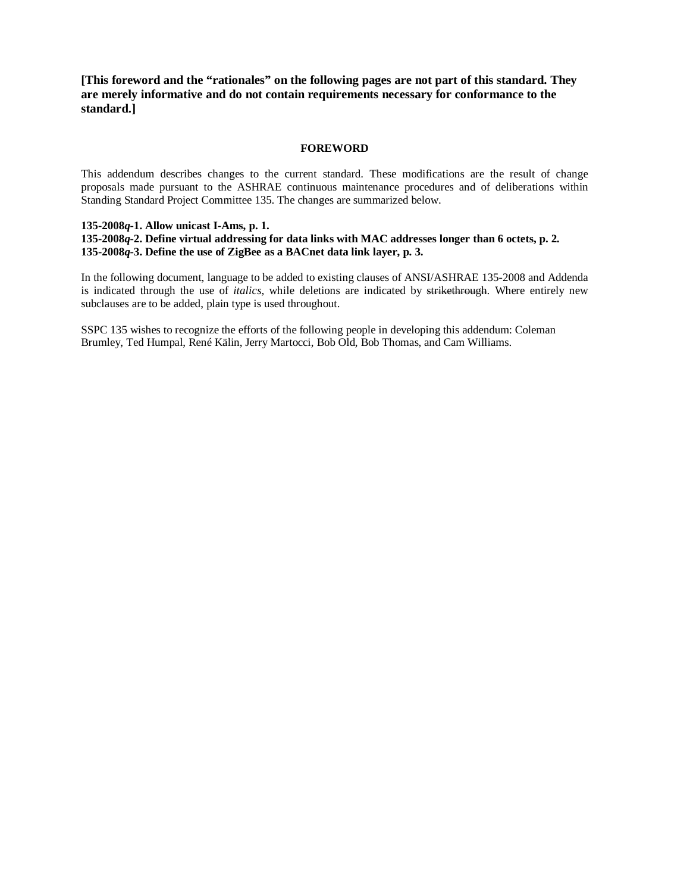**[This foreword and the “rationales” on the following pages are not part of this standard. They are merely informative and do not contain requirements necessary for conformance to the standard.]**

## FOREWORD

This addendum describes changes to the current standard. These modifications are the result of change proposals made pursuant to the ASHRAE continuous maintenance procedures and of deliberations within Standing Standard Project Committee 135. The changes are summarized below.

**135-2008*q*-1. Allow unicast I-Ams, p. 1.**
**135-2008*q*-2. Define virtual addressing for data links with MAC addresses longer than 6 octets, p. 2.**
**135-2008*q*-3. Define the use of ZigBee as a BACnet data link layer, p. 3.**

In the following document, language to be added to existing clauses of ANSI/ASHRAE 135-2008 and Addenda is indicated through the use of *italics*, while deletions are indicated by ~~strikethrough~~. Where entirely new subclauses are to be added, plain type is used throughout.

SSPC 135 wishes to recognize the efforts of the following people in developing this addendum: Coleman Brumley, Ted Humpal, René Kälin, Jerry Martocci, Bob Old, Bob Thomas, and Cam Williams.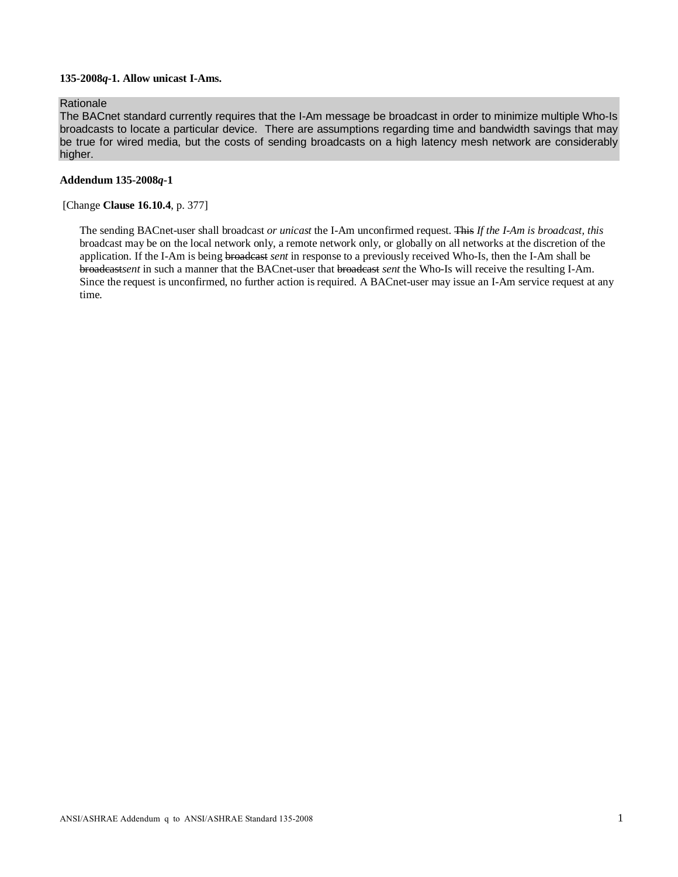**135-2008*q*-1. Allow unicast I-Ams.**

Rationale

The BACnet standard currently requires that the I-Am message be broadcast in order to minimize multiple Who-Is broadcasts to locate a particular device. There are assumptions regarding time and bandwidth savings that may be true for wired media, but the costs of sending broadcasts on a high latency mesh network are considerably higher.

**Addendum 135-2008*q*-1**

[Change **Clause 16.10.4**, p. 377]

> The sending BACnet-user shall broadcast *or unicast* the I-Am unconfirmed request. ~~This~~ *If the I-Am is broadcast, this* broadcast may be on the local network only, a remote network only, or globally on all networks at the discretion of the application. If the I-Am is being ~~broadcast~~ *sent* in response to a previously received Who-Is, then the I-Am shall be ~~broadcast~~*sent* in such a manner that the BACnet-user that ~~broadcast~~ *sent* the Who-Is will receive the resulting I-Am. Since the request is unconfirmed, no further action is required. A BACnet-user may issue an I-Am service request at any time.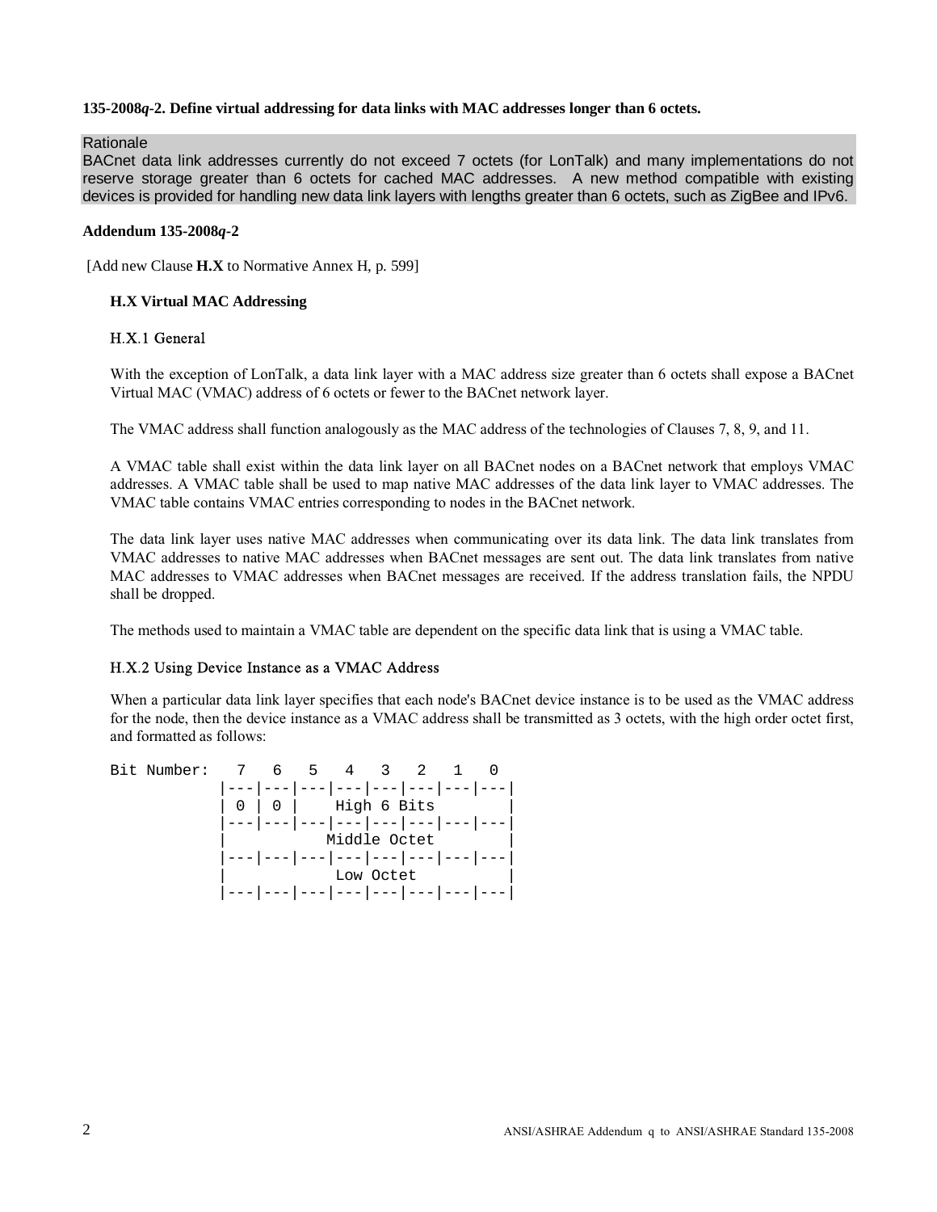**135-2008*q*-2. Define virtual addressing for data links with MAC addresses longer than 6 octets.**

Rationale

BACnet data link addresses currently do not exceed 7 octets (for LonTalk) and many implementations do not reserve storage greater than 6 octets for cached MAC addresses. A new method compatible with existing devices is provided for handling new data link layers with lengths greater than 6 octets, such as ZigBee and IPv6.

**Addendum 135-2008*q*-2**

[Add new Clause **H.X** to Normative Annex H, p. 599]

### H.X Virtual MAC Addressing

#### H.X.1 General

With the exception of LonTalk, a data link layer with a MAC address size greater than 6 octets shall expose a BACnet Virtual MAC (VMAC) address of 6 octets or fewer to the BACnet network layer.

The VMAC address shall function analogously as the MAC address of the technologies of Clauses 7, 8, 9, and 11.

A VMAC table shall exist within the data link layer on all BACnet nodes on a BACnet network that employs VMAC addresses. A VMAC table shall be used to map native MAC addresses of the data link layer to VMAC addresses. The VMAC table contains VMAC entries corresponding to nodes in the BACnet network.

The data link layer uses native MAC addresses when communicating over its data link. The data link translates from VMAC addresses to native MAC addresses when BACnet messages are sent out. The data link translates from native MAC addresses to VMAC addresses when BACnet messages are received. If the address translation fails, the NPDU shall be dropped.

The methods used to maintain a VMAC table are dependent on the specific data link that is using a VMAC table.

#### H.X.2 Using Device Instance as a VMAC Address

When a particular data link layer specifies that each node's BACnet device instance is to be used as the VMAC address for the node, then the device instance as a VMAC address shall be transmitted as 3 octets, with the high order octet first, and formatted as follows:

```
Bit Number:   7   6   5   4   3   2   1   0
            |---|---|---|---|---|---|---|---|
            | 0 | 0 |    High 6 Bits        |
            |---|---|---|---|---|---|---|---|
            |          Middle Octet         |
            |---|---|---|---|---|---|---|---|
            |           Low Octet           |
            |---|---|---|---|---|---|---|---|
```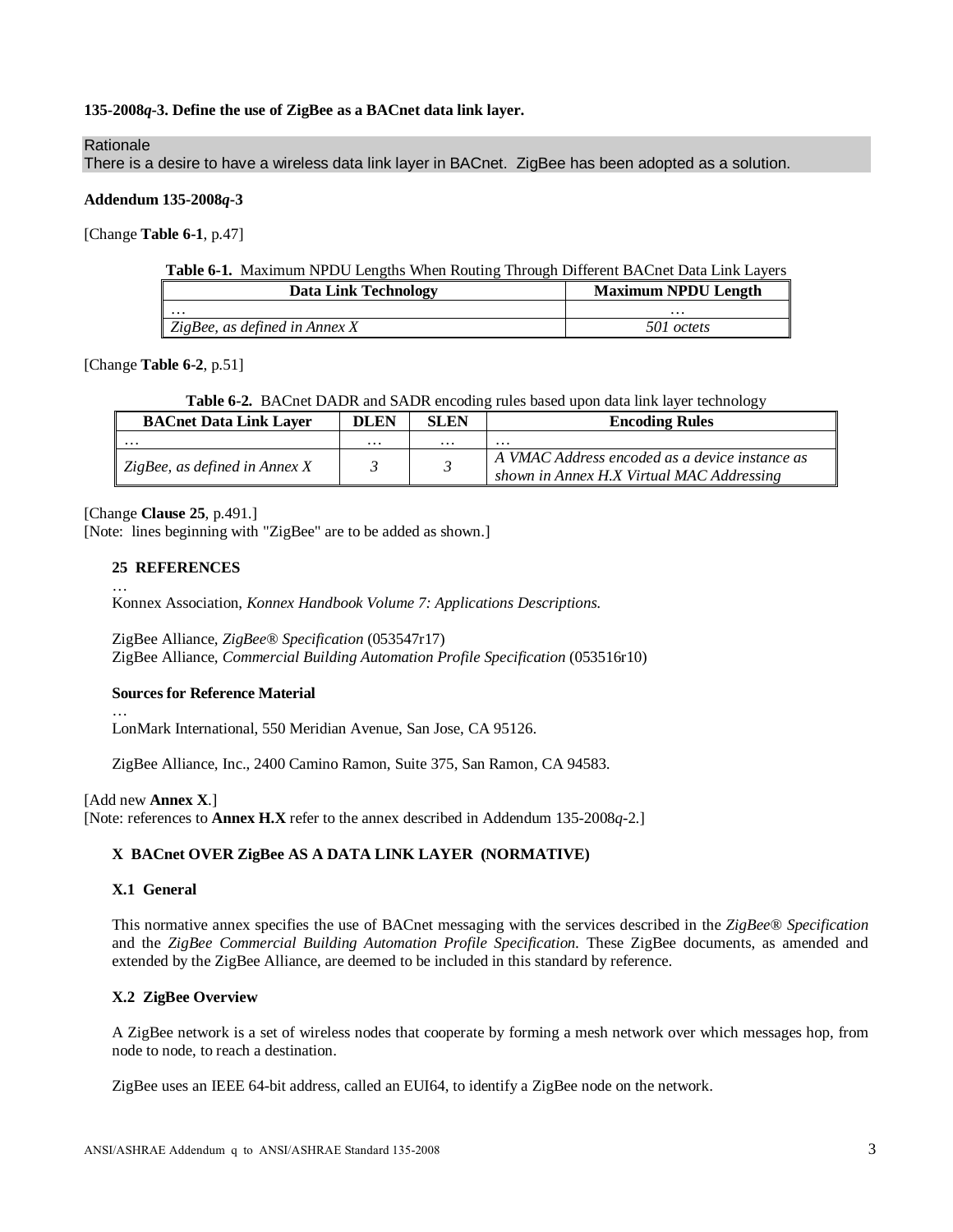**135-2008*q*-3. Define the use of ZigBee as a BACnet data link layer.**

Rationale

There is a desire to have a wireless data link layer in BACnet. ZigBee has been adopted as a solution.

**Addendum 135-2008*q*-3**

[Change **Table 6-1**, p.47]

**Table 6-1.** Maximum NPDU Lengths When Routing Through Different BACnet Data Link Layers

| Data Link Technology | Maximum NPDU Length |
|---|---|
| … | … |
| *ZigBee, as defined in Annex X* | *501 octets* |

[Change **Table 6-2**, p.51]

**Table 6-2.** BACnet DADR and SADR encoding rules based upon data link layer technology

| BACnet Data Link Layer | DLEN | SLEN | Encoding Rules |
|---|---|---|---|
| … | … | … | … |
| *ZigBee, as defined in Annex X* | *3* | *3* | *A VMAC Address encoded as a device instance as shown in Annex H.X Virtual MAC Addressing* |

[Change **Clause 25**, p.491.]

[Note: lines beginning with "ZigBee" are to be added as shown.]

**25 REFERENCES**

…

Konnex Association, *Konnex Handbook Volume 7: Applications Descriptions.*

ZigBee Alliance, *ZigBee® Specification* (053547r17)

ZigBee Alliance, *Commercial Building Automation Profile Specification* (053516r10)

**Sources for Reference Material**

…

LonMark International, 550 Meridian Avenue, San Jose, CA 95126.

ZigBee Alliance, Inc., 2400 Camino Ramon, Suite 375, San Ramon, CA 94583.

[Add new **Annex X**.]

[Note: references to **Annex H.X** refer to the annex described in Addendum 135-2008*q*-2.]

## X BACnet OVER ZigBee AS A DATA LINK LAYER (NORMATIVE)

### X.1 General

This normative annex specifies the use of BACnet messaging with the services described in the *ZigBee® Specification* and the *ZigBee Commercial Building Automation Profile Specification.* These ZigBee documents, as amended and extended by the ZigBee Alliance, are deemed to be included in this standard by reference.

### X.2 ZigBee Overview

A ZigBee network is a set of wireless nodes that cooperate by forming a mesh network over which messages hop, from node to node, to reach a destination.

ZigBee uses an IEEE 64-bit address, called an EUI64, to identify a ZigBee node on the network.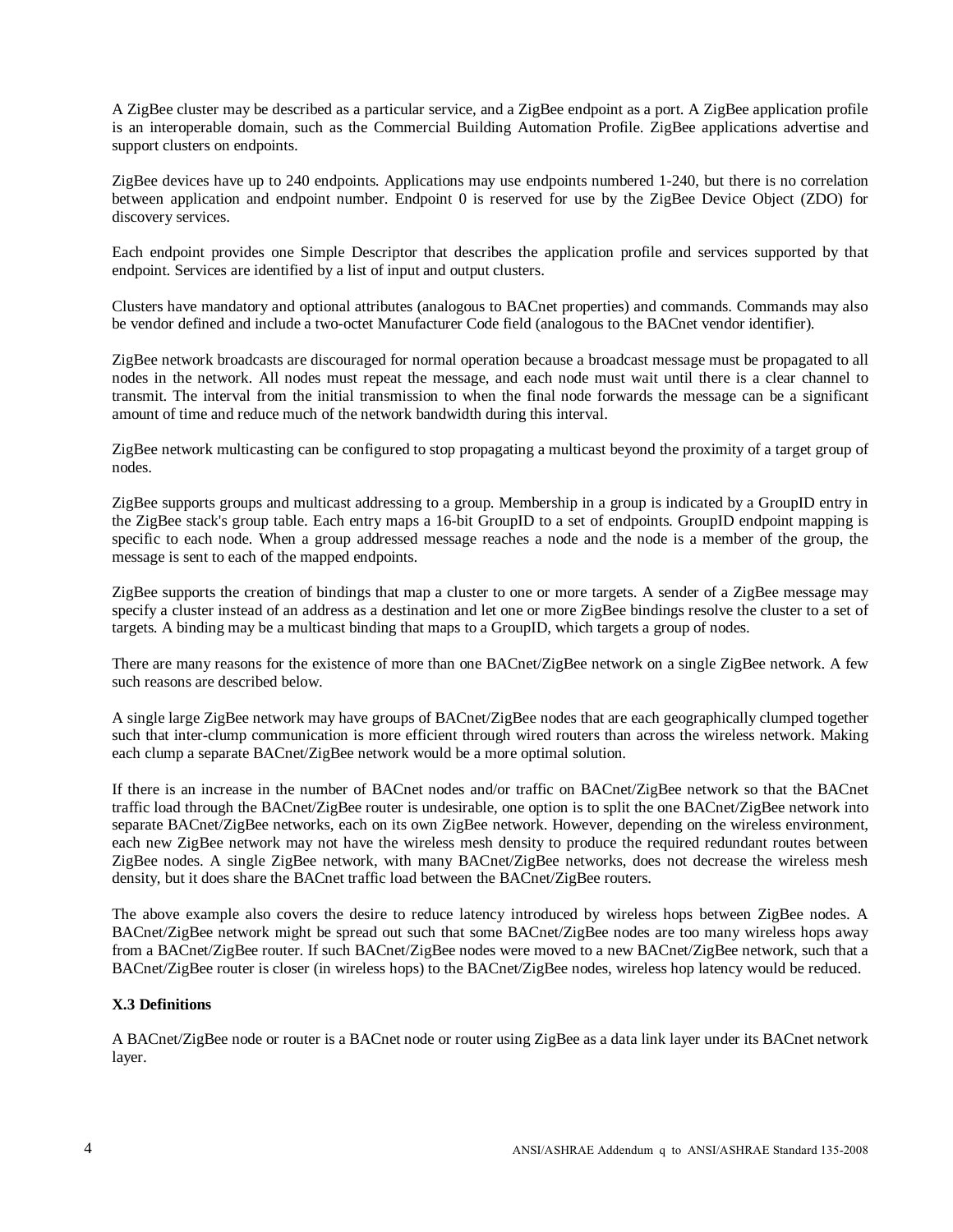A ZigBee cluster may be described as a particular service, and a ZigBee endpoint as a port. A ZigBee application profile is an interoperable domain, such as the Commercial Building Automation Profile. ZigBee applications advertise and support clusters on endpoints.

ZigBee devices have up to 240 endpoints. Applications may use endpoints numbered 1-240, but there is no correlation between application and endpoint number. Endpoint 0 is reserved for use by the ZigBee Device Object (ZDO) for discovery services.

Each endpoint provides one Simple Descriptor that describes the application profile and services supported by that endpoint. Services are identified by a list of input and output clusters.

Clusters have mandatory and optional attributes (analogous to BACnet properties) and commands. Commands may also be vendor defined and include a two-octet Manufacturer Code field (analogous to the BACnet vendor identifier).

ZigBee network broadcasts are discouraged for normal operation because a broadcast message must be propagated to all nodes in the network. All nodes must repeat the message, and each node must wait until there is a clear channel to transmit. The interval from the initial transmission to when the final node forwards the message can be a significant amount of time and reduce much of the network bandwidth during this interval.

ZigBee network multicasting can be configured to stop propagating a multicast beyond the proximity of a target group of nodes.

ZigBee supports groups and multicast addressing to a group. Membership in a group is indicated by a GroupID entry in the ZigBee stack's group table. Each entry maps a 16-bit GroupID to a set of endpoints. GroupID endpoint mapping is specific to each node. When a group addressed message reaches a node and the node is a member of the group, the message is sent to each of the mapped endpoints.

ZigBee supports the creation of bindings that map a cluster to one or more targets. A sender of a ZigBee message may specify a cluster instead of an address as a destination and let one or more ZigBee bindings resolve the cluster to a set of targets. A binding may be a multicast binding that maps to a GroupID, which targets a group of nodes.

There are many reasons for the existence of more than one BACnet/ZigBee network on a single ZigBee network. A few such reasons are described below.

A single large ZigBee network may have groups of BACnet/ZigBee nodes that are each geographically clumped together such that inter-clump communication is more efficient through wired routers than across the wireless network. Making each clump a separate BACnet/ZigBee network would be a more optimal solution.

If there is an increase in the number of BACnet nodes and/or traffic on BACnet/ZigBee network so that the BACnet traffic load through the BACnet/ZigBee router is undesirable, one option is to split the one BACnet/ZigBee network into separate BACnet/ZigBee networks, each on its own ZigBee network. However, depending on the wireless environment, each new ZigBee network may not have the wireless mesh density to produce the required redundant routes between ZigBee nodes. A single ZigBee network, with many BACnet/ZigBee networks, does not decrease the wireless mesh density, but it does share the BACnet traffic load between the BACnet/ZigBee routers.

The above example also covers the desire to reduce latency introduced by wireless hops between ZigBee nodes. A BACnet/ZigBee network might be spread out such that some BACnet/ZigBee nodes are too many wireless hops away from a BACnet/ZigBee router. If such BACnet/ZigBee nodes were moved to a new BACnet/ZigBee network, such that a BACnet/ZigBee router is closer (in wireless hops) to the BACnet/ZigBee nodes, wireless hop latency would be reduced.

**X.3 Definitions**

A BACnet/ZigBee node or router is a BACnet node or router using ZigBee as a data link layer under its BACnet network layer.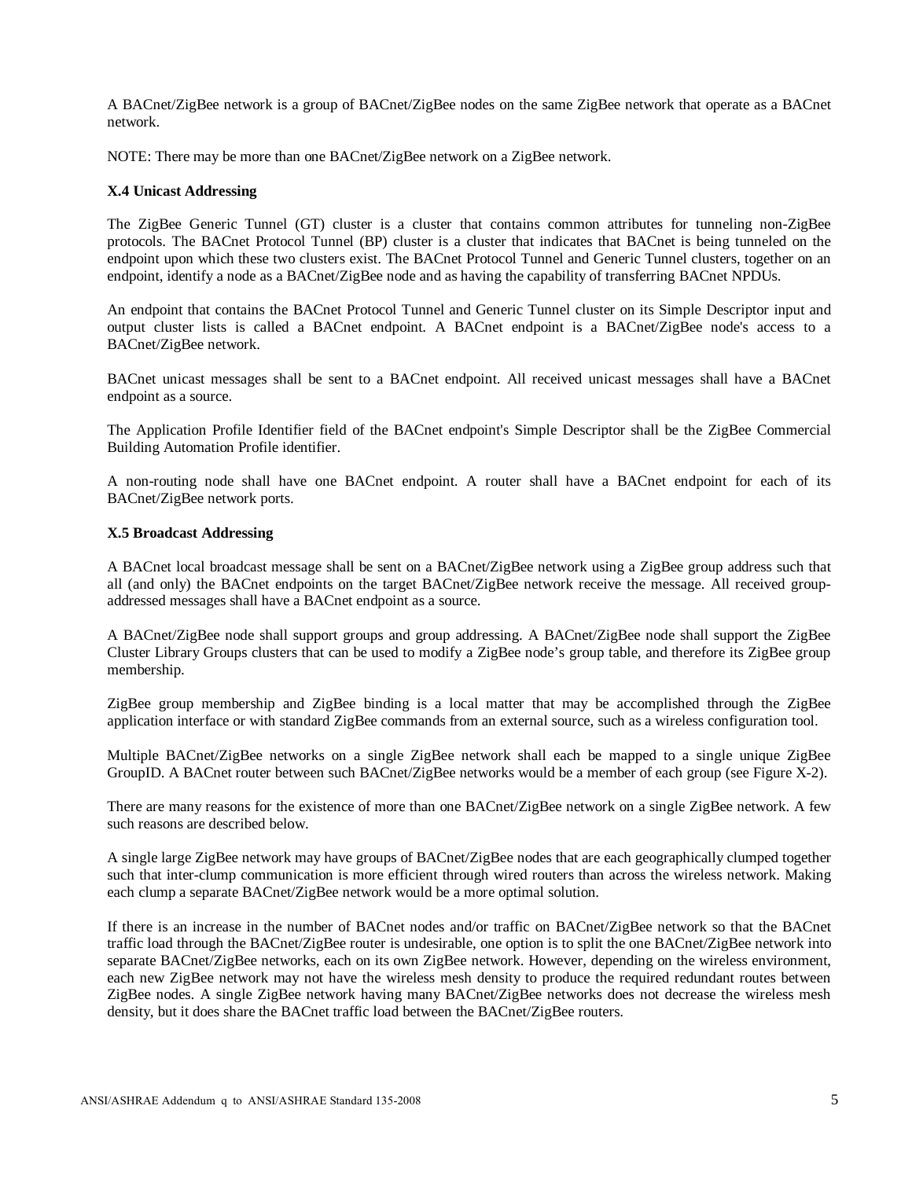A BACnet/ZigBee network is a group of BACnet/ZigBee nodes on the same ZigBee network that operate as a BACnet network.

NOTE: There may be more than one BACnet/ZigBee network on a ZigBee network.

**X.4 Unicast Addressing**

The ZigBee Generic Tunnel (GT) cluster is a cluster that contains common attributes for tunneling non-ZigBee protocols. The BACnet Protocol Tunnel (BP) cluster is a cluster that indicates that BACnet is being tunneled on the endpoint upon which these two clusters exist. The BACnet Protocol Tunnel and Generic Tunnel clusters, together on an endpoint, identify a node as a BACnet/ZigBee node and as having the capability of transferring BACnet NPDUs.

An endpoint that contains the BACnet Protocol Tunnel and Generic Tunnel cluster on its Simple Descriptor input and output cluster lists is called a BACnet endpoint. A BACnet endpoint is a BACnet/ZigBee node's access to a BACnet/ZigBee network.

BACnet unicast messages shall be sent to a BACnet endpoint. All received unicast messages shall have a BACnet endpoint as a source.

The Application Profile Identifier field of the BACnet endpoint's Simple Descriptor shall be the ZigBee Commercial Building Automation Profile identifier.

A non-routing node shall have one BACnet endpoint. A router shall have a BACnet endpoint for each of its BACnet/ZigBee network ports.

**X.5 Broadcast Addressing**

A BACnet local broadcast message shall be sent on a BACnet/ZigBee network using a ZigBee group address such that all (and only) the BACnet endpoints on the target BACnet/ZigBee network receive the message. All received group-addressed messages shall have a BACnet endpoint as a source.

A BACnet/ZigBee node shall support groups and group addressing. A BACnet/ZigBee node shall support the ZigBee Cluster Library Groups clusters that can be used to modify a ZigBee node's group table, and therefore its ZigBee group membership.

ZigBee group membership and ZigBee binding is a local matter that may be accomplished through the ZigBee application interface or with standard ZigBee commands from an external source, such as a wireless configuration tool.

Multiple BACnet/ZigBee networks on a single ZigBee network shall each be mapped to a single unique ZigBee GroupID. A BACnet router between such BACnet/ZigBee networks would be a member of each group (see Figure X-2).

There are many reasons for the existence of more than one BACnet/ZigBee network on a single ZigBee network. A few such reasons are described below.

A single large ZigBee network may have groups of BACnet/ZigBee nodes that are each geographically clumped together such that inter-clump communication is more efficient through wired routers than across the wireless network. Making each clump a separate BACnet/ZigBee network would be a more optimal solution.

If there is an increase in the number of BACnet nodes and/or traffic on BACnet/ZigBee network so that the BACnet traffic load through the BACnet/ZigBee router is undesirable, one option is to split the one BACnet/ZigBee network into separate BACnet/ZigBee networks, each on its own ZigBee network. However, depending on the wireless environment, each new ZigBee network may not have the wireless mesh density to produce the required redundant routes between ZigBee nodes. A single ZigBee network having many BACnet/ZigBee networks does not decrease the wireless mesh density, but it does share the BACnet traffic load between the BACnet/ZigBee routers.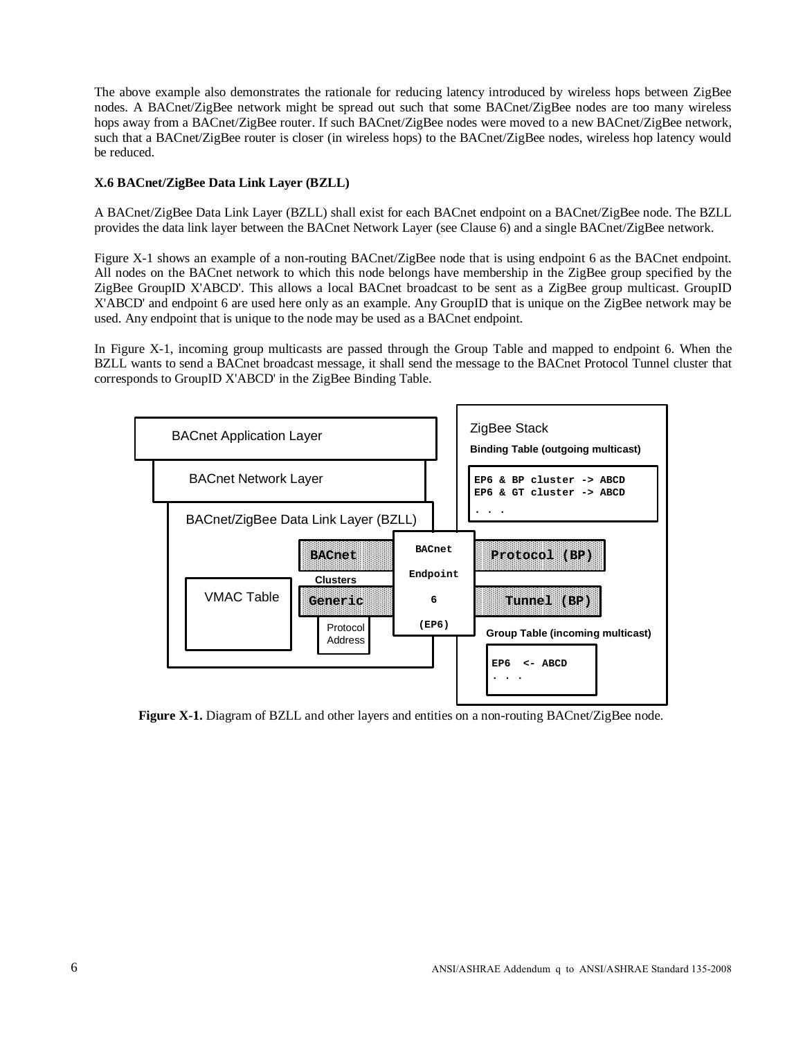The above example also demonstrates the rationale for reducing latency introduced by wireless hops between ZigBee nodes. A BACnet/ZigBee network might be spread out such that some BACnet/ZigBee nodes are too many wireless hops away from a BACnet/ZigBee router. If such BACnet/ZigBee nodes were moved to a new BACnet/ZigBee network, such that a BACnet/ZigBee router is closer (in wireless hops) to the BACnet/ZigBee nodes, wireless hop latency would be reduced.

**X.6 BACnet/ZigBee Data Link Layer (BZLL)**

A BACnet/ZigBee Data Link Layer (BZLL) shall exist for each BACnet endpoint on a BACnet/ZigBee node. The BZLL provides the data link layer between the BACnet Network Layer (see Clause 6) and a single BACnet/ZigBee network.

Figure X-1 shows an example of a non-routing BACnet/ZigBee node that is using endpoint 6 as the BACnet endpoint. All nodes on the BACnet network to which this node belongs have membership in the ZigBee group specified by the ZigBee GroupID X'ABCD'. This allows a local BACnet broadcast to be sent as a ZigBee group multicast. GroupID X'ABCD' and endpoint 6 are used here only as an example. Any GroupID that is unique on the ZigBee network may be used. Any endpoint that is unique to the node may be used as a BACnet endpoint.

In Figure X-1, incoming group multicasts are passed through the Group Table and mapped to endpoint 6. When the BZLL wants to send a BACnet broadcast message, it shall send the message to the BACnet Protocol Tunnel cluster that corresponds to GroupID X'ABCD' in the ZigBee Binding Table.

BACnet Application Layer

BACnet Network Layer

BACnet/ZigBee Data Link Layer (BZLL)

VMAC Table

BACnet Protocol (BP) Clusters

Generic Tunnel (BP)

Protocol Address

BACnet Endpoint 6 (EP6)

ZigBee Stack

Binding Table (outgoing multicast)

```
EP6 & BP cluster -> ABCD
EP6 & GT cluster -> ABCD
. . .
```

Group Table (incoming multicast)

```
EP6  <- ABCD
. . .
```

**Figure X-1.** Diagram of BZLL and other layers and entities on a non-routing BACnet/ZigBee node.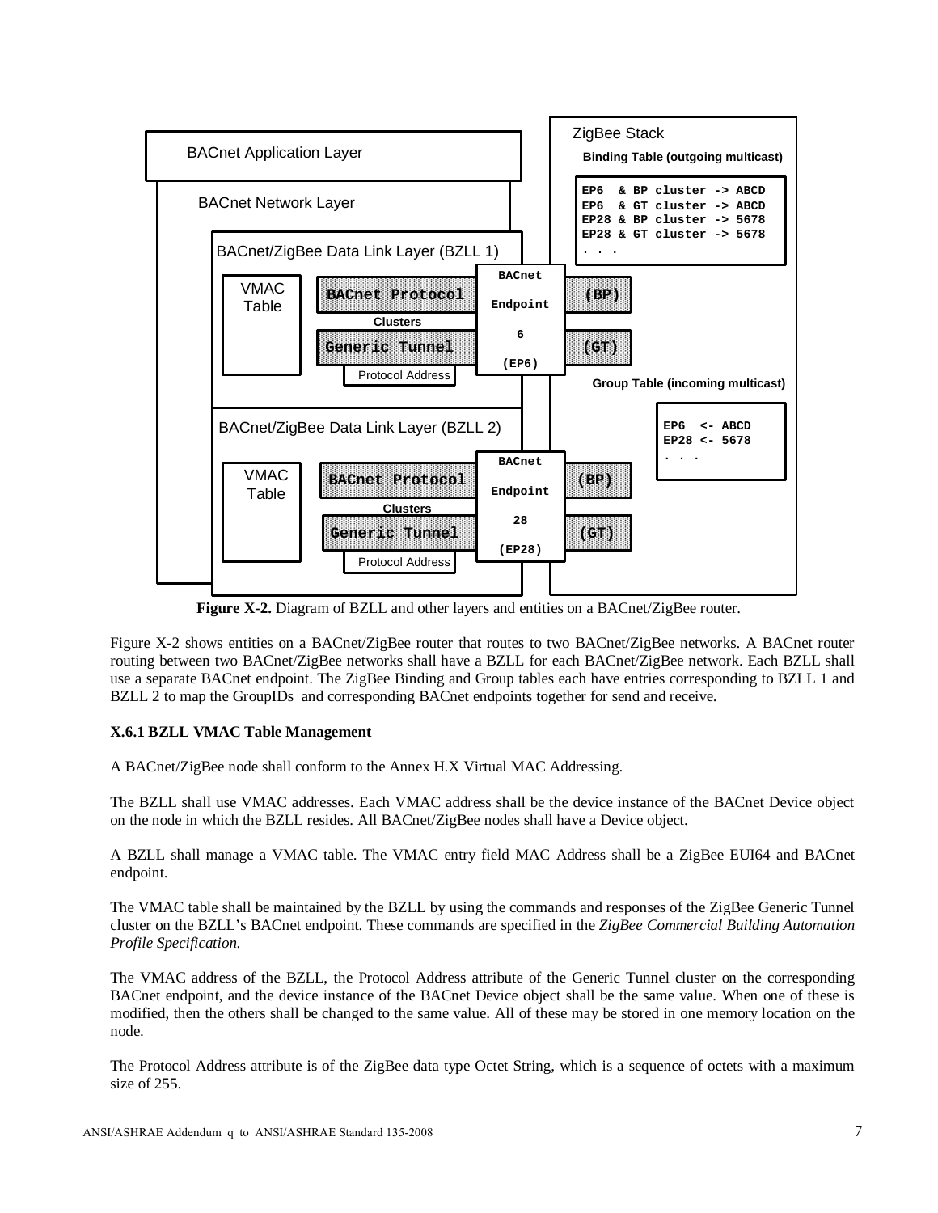**Figure X-2.** Diagram of BZLL and other layers and entities on a BACnet/ZigBee router.

Figure X-2 shows entities on a BACnet/ZigBee router that routes to two BACnet/ZigBee networks. A BACnet router routing between two BACnet/ZigBee networks shall have a BZLL for each BACnet/ZigBee network. Each BZLL shall use a separate BACnet endpoint. The ZigBee Binding and Group tables each have entries corresponding to BZLL 1 and BZLL 2 to map the GroupIDs and corresponding BACnet endpoints together for send and receive.

### X.6.1 BZLL VMAC Table Management

A BACnet/ZigBee node shall conform to the Annex H.X Virtual MAC Addressing.

The BZLL shall use VMAC addresses. Each VMAC address shall be the device instance of the BACnet Device object on the node in which the BZLL resides. All BACnet/ZigBee nodes shall have a Device object.

A BZLL shall manage a VMAC table. The VMAC entry field MAC Address shall be a ZigBee EUI64 and BACnet endpoint.

The VMAC table shall be maintained by the BZLL by using the commands and responses of the ZigBee Generic Tunnel cluster on the BZLL's BACnet endpoint. These commands are specified in the *ZigBee Commercial Building Automation Profile Specification.*

The VMAC address of the BZLL, the Protocol Address attribute of the Generic Tunnel cluster on the corresponding BACnet endpoint, and the device instance of the BACnet Device object shall be the same value. When one of these is modified, then the others shall be changed to the same value. All of these may be stored in one memory location on the node.

The Protocol Address attribute is of the ZigBee data type Octet String, which is a sequence of octets with a maximum size of 255.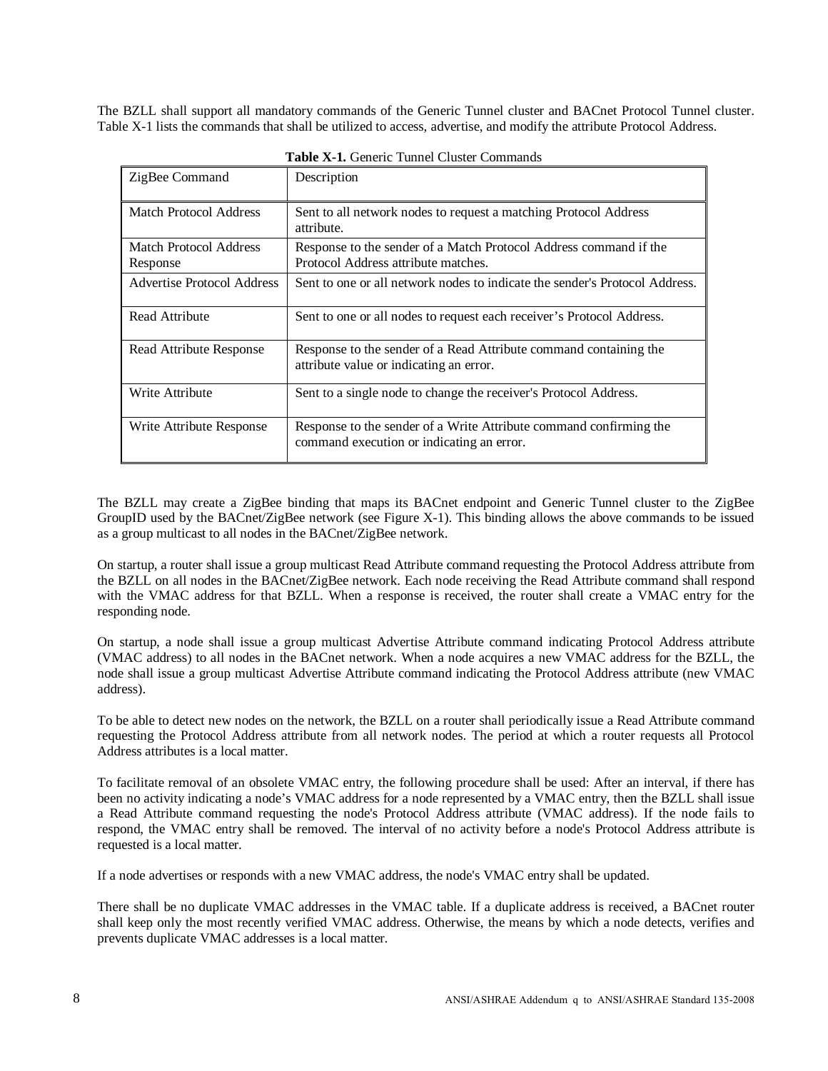The BZLL shall support all mandatory commands of the Generic Tunnel cluster and BACnet Protocol Tunnel cluster. Table X-1 lists the commands that shall be utilized to access, advertise, and modify the attribute Protocol Address.

**Table X-1.** Generic Tunnel Cluster Commands

| ZigBee Command | Description |
|---|---|
| Match Protocol Address | Sent to all network nodes to request a matching Protocol Address attribute. |
| Match Protocol Address Response | Response to the sender of a Match Protocol Address command if the Protocol Address attribute matches. |
| Advertise Protocol Address | Sent to one or all network nodes to indicate the sender's Protocol Address. |
| Read Attribute | Sent to one or all nodes to request each receiver's Protocol Address. |
| Read Attribute Response | Response to the sender of a Read Attribute command containing the attribute value or indicating an error. |
| Write Attribute | Sent to a single node to change the receiver's Protocol Address. |
| Write Attribute Response | Response to the sender of a Write Attribute command confirming the command execution or indicating an error. |

The BZLL may create a ZigBee binding that maps its BACnet endpoint and Generic Tunnel cluster to the ZigBee GroupID used by the BACnet/ZigBee network (see Figure X-1). This binding allows the above commands to be issued as a group multicast to all nodes in the BACnet/ZigBee network.

On startup, a router shall issue a group multicast Read Attribute command requesting the Protocol Address attribute from the BZLL on all nodes in the BACnet/ZigBee network. Each node receiving the Read Attribute command shall respond with the VMAC address for that BZLL. When a response is received, the router shall create a VMAC entry for the responding node.

On startup, a node shall issue a group multicast Advertise Attribute command indicating Protocol Address attribute (VMAC address) to all nodes in the BACnet network. When a node acquires a new VMAC address for the BZLL, the node shall issue a group multicast Advertise Attribute command indicating the Protocol Address attribute (new VMAC address).

To be able to detect new nodes on the network, the BZLL on a router shall periodically issue a Read Attribute command requesting the Protocol Address attribute from all network nodes. The period at which a router requests all Protocol Address attributes is a local matter.

To facilitate removal of an obsolete VMAC entry, the following procedure shall be used: After an interval, if there has been no activity indicating a node's VMAC address for a node represented by a VMAC entry, then the BZLL shall issue a Read Attribute command requesting the node's Protocol Address attribute (VMAC address). If the node fails to respond, the VMAC entry shall be removed. The interval of no activity before a node's Protocol Address attribute is requested is a local matter.

If a node advertises or responds with a new VMAC address, the node's VMAC entry shall be updated.

There shall be no duplicate VMAC addresses in the VMAC table. If a duplicate address is received, a BACnet router shall keep only the most recently verified VMAC address. Otherwise, the means by which a node detects, verifies and prevents duplicate VMAC addresses is a local matter.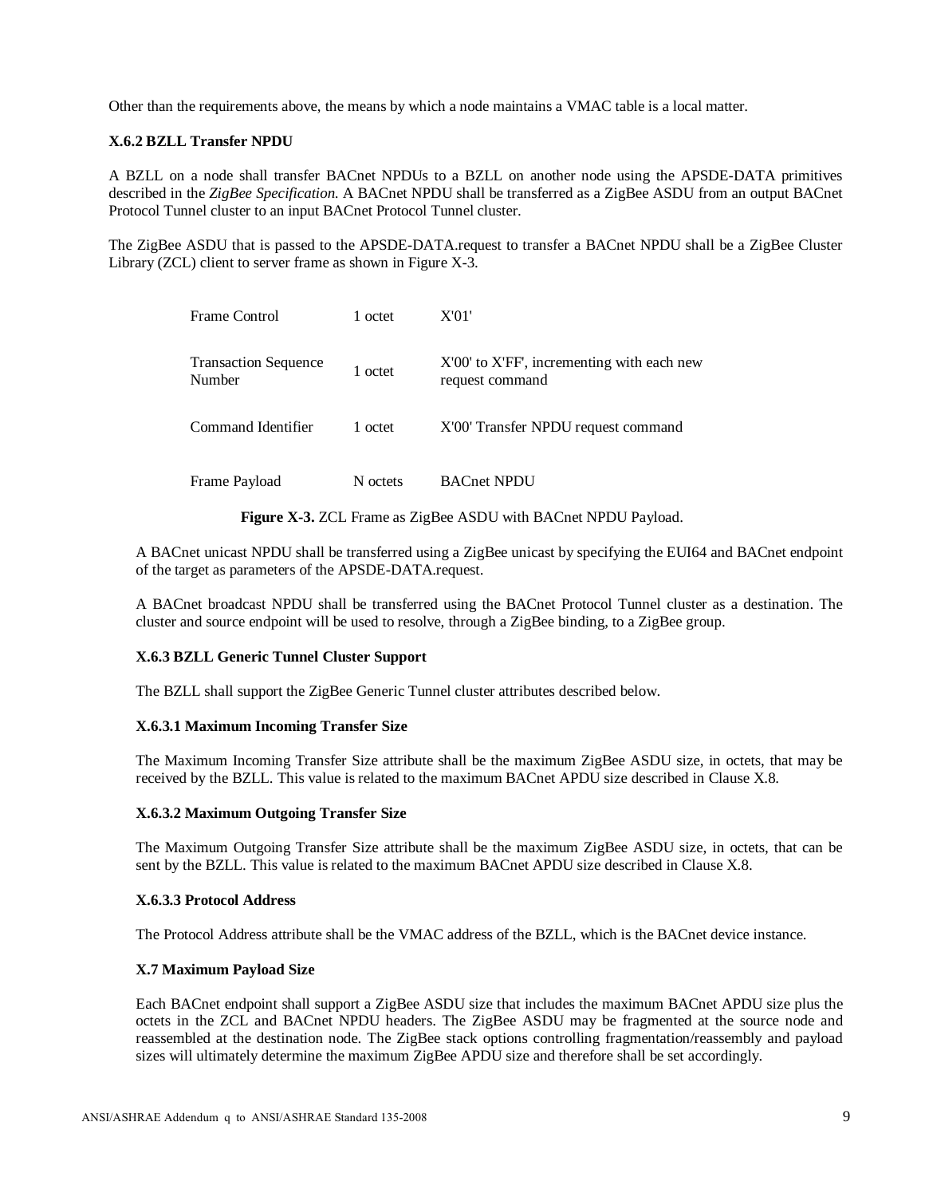Other than the requirements above, the means by which a node maintains a VMAC table is a local matter.

### X.6.2 BZLL Transfer NPDU

A BZLL on a node shall transfer BACnet NPDUs to a BZLL on another node using the APSDE-DATA primitives described in the *ZigBee Specification.* A BACnet NPDU shall be transferred as a ZigBee ASDU from an output BACnet Protocol Tunnel cluster to an input BACnet Protocol Tunnel cluster.

The ZigBee ASDU that is passed to the APSDE-DATA.request to transfer a BACnet NPDU shall be a ZigBee Cluster Library (ZCL) client to server frame as shown in Figure X-3.

| | | |
|---|---|---|
| Frame Control | 1 octet | X'01' |
| Transaction Sequence Number | 1 octet | X'00' to X'FF', incrementing with each new request command |
| Command Identifier | 1 octet | X'00' Transfer NPDU request command |
| Frame Payload | N octets | BACnet NPDU |

**Figure X-3.** ZCL Frame as ZigBee ASDU with BACnet NPDU Payload.

A BACnet unicast NPDU shall be transferred using a ZigBee unicast by specifying the EUI64 and BACnet endpoint of the target as parameters of the APSDE-DATA.request.

A BACnet broadcast NPDU shall be transferred using the BACnet Protocol Tunnel cluster as a destination. The cluster and source endpoint will be used to resolve, through a ZigBee binding, to a ZigBee group.

### X.6.3 BZLL Generic Tunnel Cluster Support

The BZLL shall support the ZigBee Generic Tunnel cluster attributes described below.

#### X.6.3.1 Maximum Incoming Transfer Size

The Maximum Incoming Transfer Size attribute shall be the maximum ZigBee ASDU size, in octets, that may be received by the BZLL. This value is related to the maximum BACnet APDU size described in Clause X.8.

#### X.6.3.2 Maximum Outgoing Transfer Size

The Maximum Outgoing Transfer Size attribute shall be the maximum ZigBee ASDU size, in octets, that can be sent by the BZLL. This value is related to the maximum BACnet APDU size described in Clause X.8.

#### X.6.3.3 Protocol Address

The Protocol Address attribute shall be the VMAC address of the BZLL, which is the BACnet device instance.

### X.7 Maximum Payload Size

Each BACnet endpoint shall support a ZigBee ASDU size that includes the maximum BACnet APDU size plus the octets in the ZCL and BACnet NPDU headers. The ZigBee ASDU may be fragmented at the source node and reassembled at the destination node. The ZigBee stack options controlling fragmentation/reassembly and payload sizes will ultimately determine the maximum ZigBee APDU size and therefore shall be set accordingly.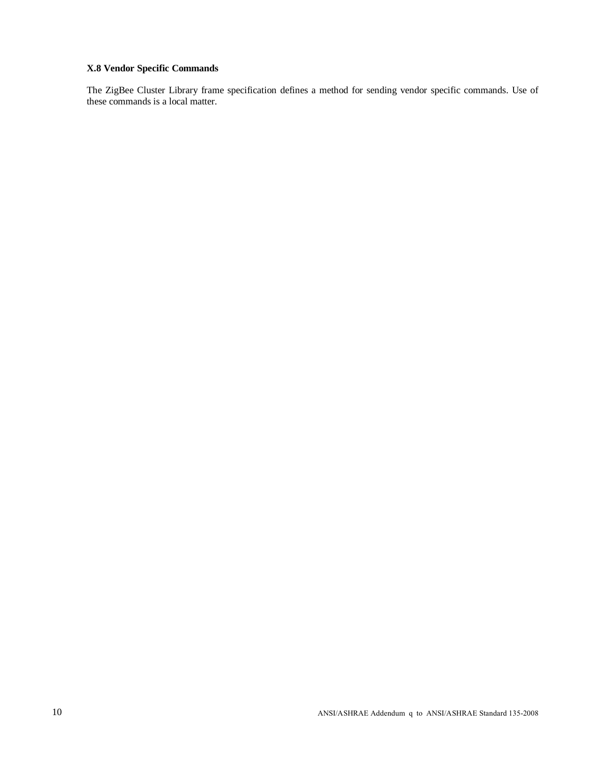**X.8 Vendor Specific Commands**

The ZigBee Cluster Library frame specification defines a method for sending vendor specific commands. Use of these commands is a local matter.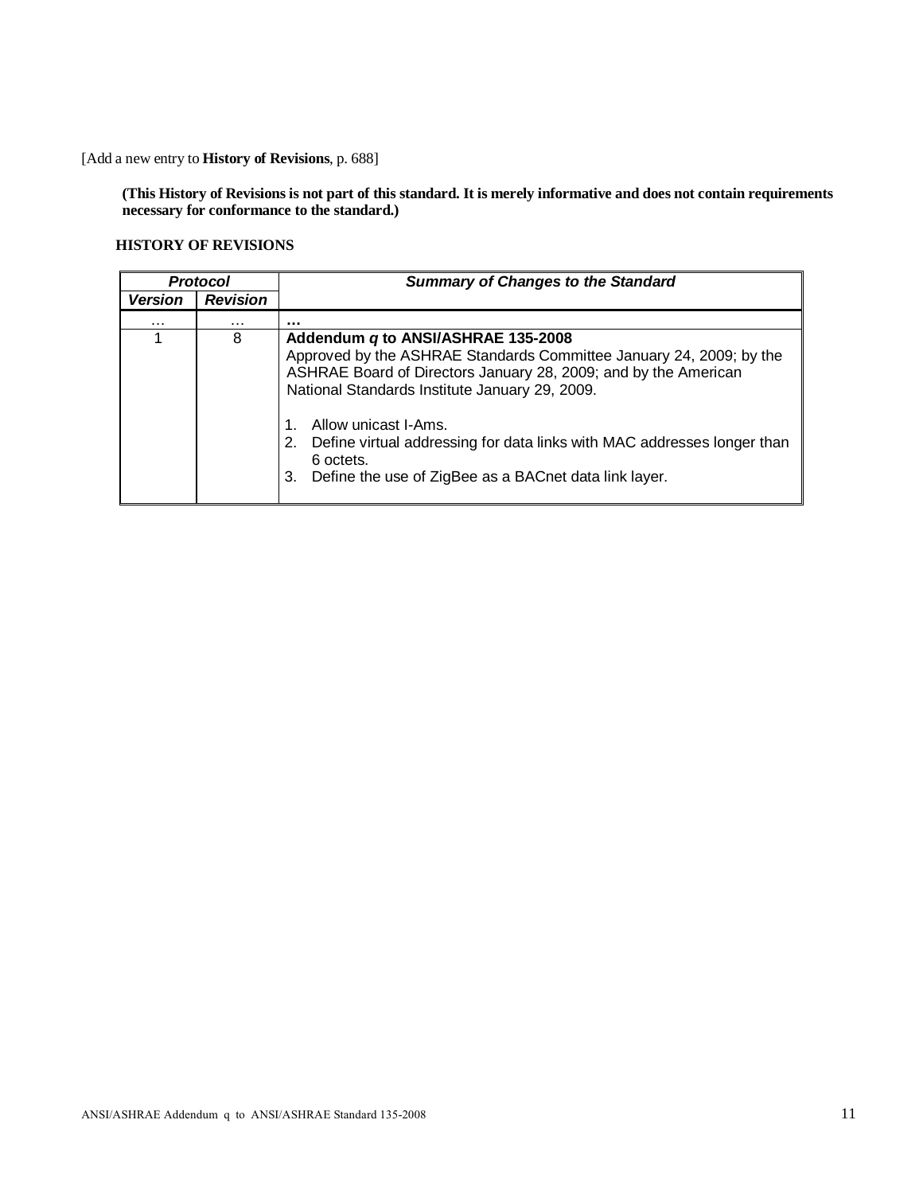[Add a new entry to **History of Revisions**, p. 688]

**(This History of Revisions is not part of this standard. It is merely informative and does not contain requirements necessary for conformance to the standard.)**

**HISTORY OF REVISIONS**

| ***Protocol*** | | ***Summary of Changes to the Standard*** |
|---|---|---|
| ***Version*** | ***Revision*** | |
| … | … | **…** |
| 1 | 8 | **Addendum *q* to ANSI/ASHRAE 135-2008**<br>Approved by the ASHRAE Standards Committee January 24, 2009; by the ASHRAE Board of Directors January 28, 2009; and by the American National Standards Institute January 29, 2009.<br><br>1. Allow unicast I-Ams.<br>2. Define virtual addressing for data links with MAC addresses longer than 6 octets.<br>3. Define the use of ZigBee as a BACnet data link layer. |